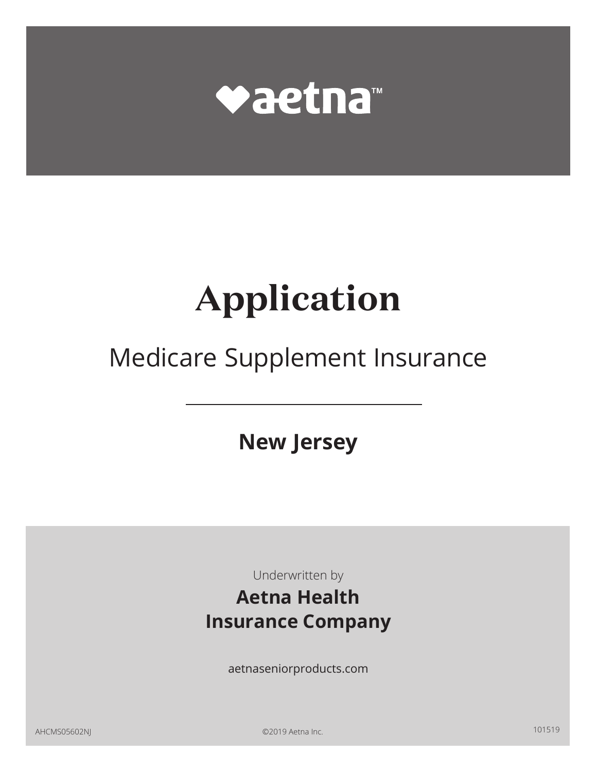aetna™

# Application

## Medicare Supplement Insurance

**New Jersey**

Underwritten by

**Aetna Health Insurance Company**

aetnaseniorproducts.com

AHCMS05602NJ ©2019 Aetna Inc. 101519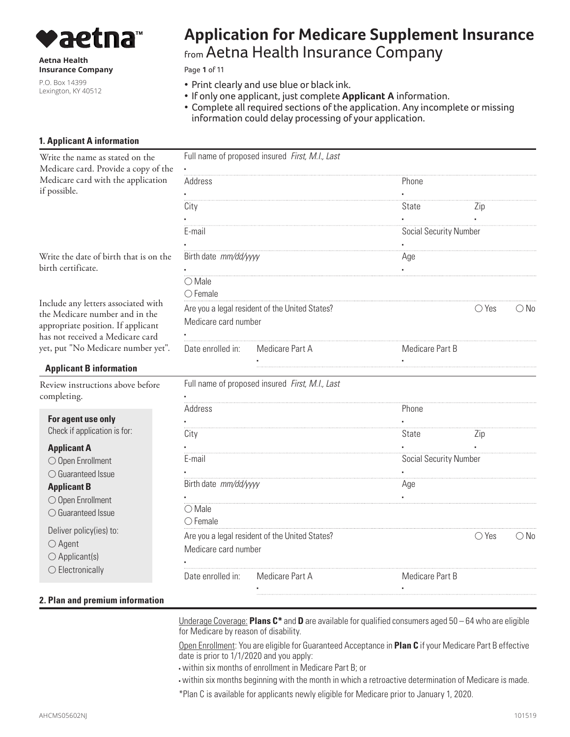**Aetna Health Insurance Company**

P.O. Box 14399
Lexington, KY 40512

# Application for Medicare Supplement Insurance

from Aetna Health Insurance Company

- Print clearly and use blue or black ink.
- If only one applicant, just complete **Applicant A** information.
- Complete all required sections of the application. Any incomplete or missing information could delay processing of your application.

## 1. Applicant A information

Write the name as stated on the Medicare card. Provide a copy of the Medicare card with the application if possible.

| | |
|---|---|
| Full name of proposed insured *First, M.I., Last* | |
| Address | Phone |
| City | State / Zip |
| E-mail | Social Security Number |

Write the date of birth that is on the birth certificate.

| | |
|---|---|
| Birth date *mm/dd/yyyy* | Age |

○ Male
○ Female

Include any letters associated with the Medicare number and in the appropriate position. If applicant has not received a Medicare card yet, put "No Medicare number yet".

Are you a legal resident of the United States? ○ Yes ○ No

Medicare card number

| Date enrolled in: | Medicare Part A | Medicare Part B |
|---|---|---|
| | | |

### Applicant B information

Review instructions above before completing.

| | |
|---|---|
| Full name of proposed insured *First, M.I., Last* | |
| Address | Phone |
| City | State / Zip |
| E-mail | Social Security Number |
| Birth date *mm/dd/yyyy* | Age |

○ Male
○ Female

Are you a legal resident of the United States? ○ Yes ○ No

Medicare card number

| Date enrolled in: | Medicare Part A | Medicare Part B |
|---|---|---|
| | | |

**For agent use only**
Check if application is for:

**Applicant A**
○ Open Enrollment
○ Guaranteed Issue

**Applicant B**
○ Open Enrollment
○ Guaranteed Issue

Deliver policy(ies) to:
○ Agent
○ Applicant(s)
○ Electronically

## 2. Plan and premium information

Underage Coverage: **Plans C*** and **D** are available for qualified consumers aged 50 – 64 who are eligible for Medicare by reason of disability.

Open Enrollment: You are eligible for Guaranteed Acceptance in **Plan C** if your Medicare Part B effective date is prior to 1/1/2020 and you apply:

- within six months of enrollment in Medicare Part B; or
- within six months beginning with the month in which a retroactive determination of Medicare is made.

*Plan C is available for applicants newly eligible for Medicare prior to January 1, 2020.

AHCMS05602NJ

101519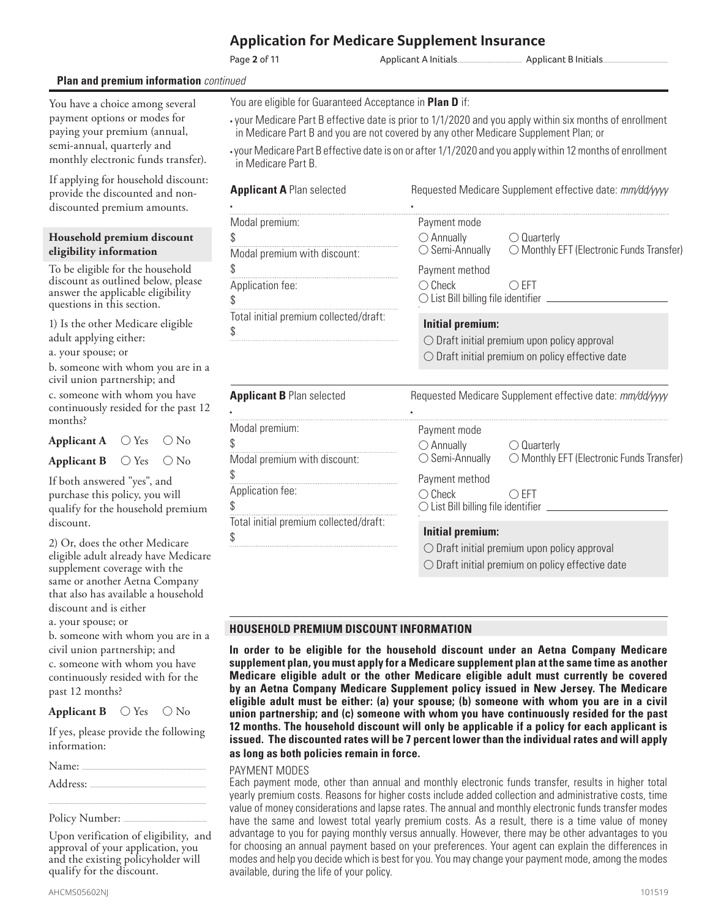# Application for Medicare Supplement Insurance

Applicant A Initials\_\_\_\_\_\_\_\_ Applicant B Initials\_\_\_\_\_\_\_\_

## Plan and premium information *continued*

You have a choice among several payment options or modes for paying your premium (annual, semi-annual, quarterly and monthly electronic funds transfer).

If applying for household discount: provide the discounted and non-discounted premium amounts.

### Household premium discount eligibility information

To be eligible for the household discount as outlined below, please answer the applicable eligibility questions in this section.

1) Is the other Medicare eligible adult applying either:

a. your spouse; or

b. someone with whom you are in a civil union partnership; and

c. someone with whom you have continuously resided for the past 12 months?

**Applicant A** ○ Yes ○ No

**Applicant B** ○ Yes ○ No

If both answered "yes", and purchase this policy, you will qualify for the household premium discount.

2) Or, does the other Medicare eligible adult already have Medicare supplement coverage with the same or another Aetna Company that also has available a household discount and is either

a. your spouse; or

b. someone with whom you are in a civil union partnership; and

c. someone with whom you have continuously resided with for the past 12 months?

**Applicant B** ○ Yes ○ No

If yes, please provide the following information:

Name: \_\_\_\_\_\_\_\_

Address: \_\_\_\_\_\_\_\_

\_\_\_\_\_\_\_\_

Policy Number: \_\_\_\_\_\_\_\_

Upon verification of eligibility, and approval of your application, you and the existing policyholder will qualify for the discount.

You are eligible for Guaranteed Acceptance in **Plan D** if:

- your Medicare Part B effective date is prior to 1/1/2020 and you apply within six months of enrollment in Medicare Part B and you are not covered by any other Medicare Supplement Plan; or
- your Medicare Part B effective date is on or after 1/1/2020 and you apply within 12 months of enrollment in Medicare Part B.

**Applicant A** Plan selected

\_\_\_\_\_\_\_\_

Requested Medicare Supplement effective date: *mm/dd/yyyy*

\_\_\_\_\_\_\_\_

Modal premium: $ \_\_\_\_\_\_\_\_

Modal premium with discount: $ \_\_\_\_\_\_\_\_

Application fee: $ \_\_\_\_\_\_\_\_

Total initial premium collected/draft: $ \_\_\_\_\_\_\_\_

Payment mode

○ Annually ○ Quarterly

○ Semi-Annually ○ Monthly EFT (Electronic Funds Transfer)

Payment method

○ Check ○ EFT

○ List Bill billing file identifier \_\_\_\_\_\_\_\_

**Initial premium:**

○ Draft initial premium upon policy approval

○ Draft initial premium on policy effective date

**Applicant B** Plan selected

\_\_\_\_\_\_\_\_

Requested Medicare Supplement effective date: *mm/dd/yyyy*

\_\_\_\_\_\_\_\_

Modal premium: $ \_\_\_\_\_\_\_\_

Modal premium with discount: $ \_\_\_\_\_\_\_\_

Application fee: $ \_\_\_\_\_\_\_\_

Total initial premium collected/draft: $ \_\_\_\_\_\_\_\_

Payment mode

○ Annually ○ Quarterly

○ Semi-Annually ○ Monthly EFT (Electronic Funds Transfer)

Payment method

○ Check ○ EFT

○ List Bill billing file identifier \_\_\_\_\_\_\_\_

**Initial premium:**

○ Draft initial premium upon policy approval

○ Draft initial premium on policy effective date

### HOUSEHOLD PREMIUM DISCOUNT INFORMATION

**In order to be eligible for the household discount under an Aetna Company Medicare supplement plan, you must apply for a Medicare supplement plan at the same time as another Medicare eligible adult or the other Medicare eligible adult must currently be covered by an Aetna Company Medicare Supplement policy issued in New Jersey. The Medicare eligible adult must be either: (a) your spouse; (b) someone with whom you are in a civil union partnership; and (c) someone with whom you have continuously resided for the past 12 months. The household discount will only be applicable if a policy for each applicant is issued. The discounted rates will be 7 percent lower than the individual rates and will apply as long as both policies remain in force.**

PAYMENT MODES

Each payment mode, other than annual and monthly electronic funds transfer, results in higher total yearly premium costs. Reasons for higher costs include added collection and administrative costs, time value of money considerations and lapse rates. The annual and monthly electronic funds transfer modes have the same and lowest total yearly premium costs. As a result, there is a time value of money advantage to you for paying monthly versus annually. However, there may be other advantages to you for choosing an annual payment based on your preferences. Your agent can explain the differences in modes and help you decide which is best for you. You may change your payment mode, among the modes available, during the life of your policy.

AHCMS05602NJ 101519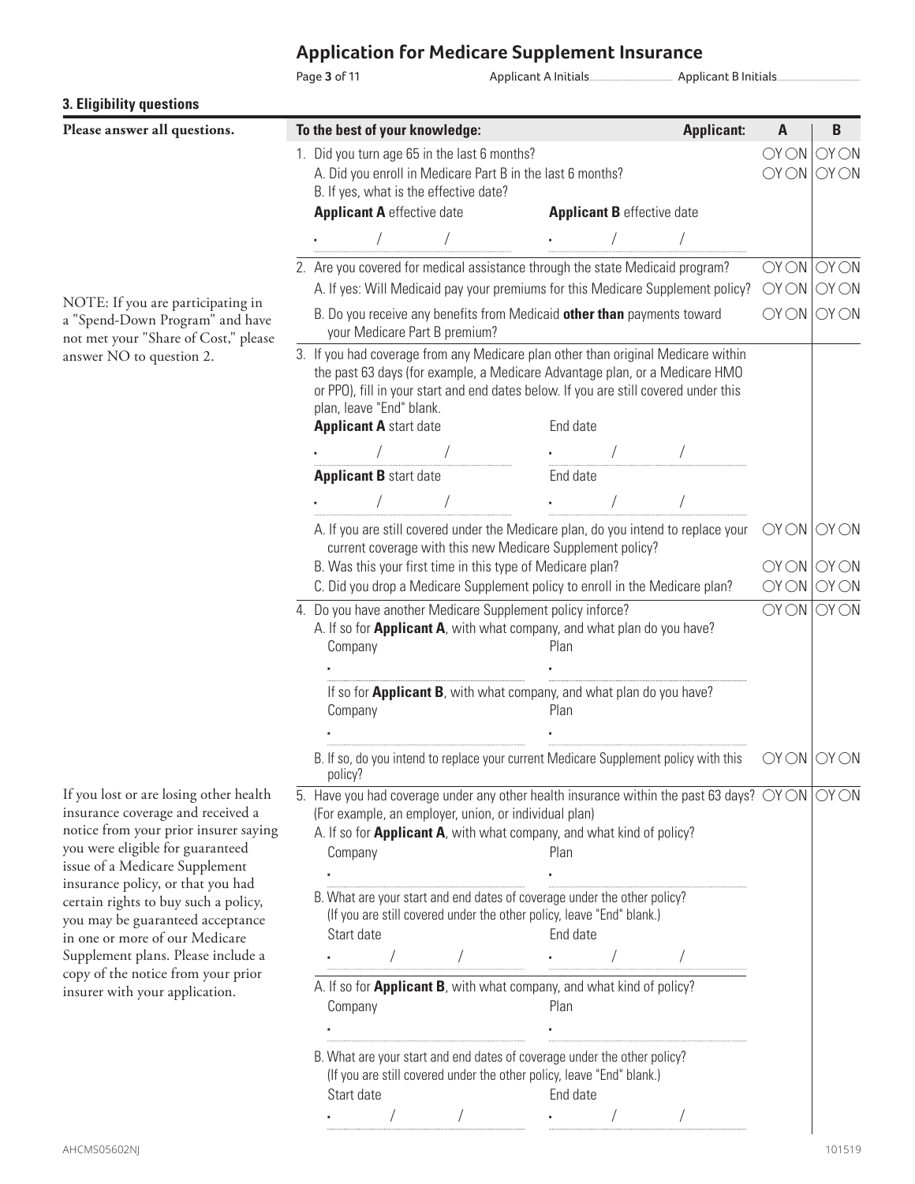# Application for Medicare Supplement Insurance

Applicant A Initials__________ Applicant B Initials__________

### 3. Eligibility questions

**Please answer all questions.**

NOTE: If you are participating in a "Spend-Down Program" and have not met your "Share of Cost," please answer NO to question 2.

If you lost or are losing other health insurance coverage and received a notice from your prior insurer saying you were eligible for guaranteed issue of a Medicare Supplement insurance policy, or that you had certain rights to buy such a policy, you may be guaranteed acceptance in one or more of our Medicare Supplement plans. Please include a copy of the notice from your prior insurer with your application.

| To the best of your knowledge: Applicant: | A | B |
|---|---|---|
| 1. Did you turn age 65 in the last 6 months? | ○Y ○N | ○Y ○N |
| A. Did you enroll in Medicare Part B in the last 6 months? | ○Y ○N | ○Y ○N |
| B. If yes, what is the effective date?<br>**Applicant A** effective date ___/___/___ **Applicant B** effective date ___/___/___ | | |
| 2. Are you covered for medical assistance through the state Medicaid program? | ○Y ○N | ○Y ○N |
| A. If yes: Will Medicaid pay your premiums for this Medicare Supplement policy? | ○Y ○N | ○Y ○N |
| B. Do you receive any benefits from Medicaid **other than** payments toward your Medicare Part B premium? | ○Y ○N | ○Y ○N |
| 3. If you had coverage from any Medicare plan other than original Medicare within the past 63 days (for example, a Medicare Advantage plan, or a Medicare HMO or PPO), fill in your start and end dates below. If you are still covered under this plan, leave "End" blank.<br>**Applicant A** start date ___/___/___ End date ___/___/___<br>**Applicant B** start date ___/___/___ End date ___/___/___ | | |
| A. If you are still covered under the Medicare plan, do you intend to replace your current coverage with this new Medicare Supplement policy? | ○Y ○N | ○Y ○N |
| B. Was this your first time in this type of Medicare plan? | ○Y ○N | ○Y ○N |
| C. Did you drop a Medicare Supplement policy to enroll in the Medicare plan? | ○Y ○N | ○Y ○N |
| 4. Do you have another Medicare Supplement policy inforce? | ○Y ○N | ○Y ○N |
| A. If so for **Applicant A**, with what company, and what plan do you have?<br>Company ______ Plan ______<br>If so for **Applicant B**, with what company, and what plan do you have?<br>Company ______ Plan ______ | | |
| B. If so, do you intend to replace your current Medicare Supplement policy with this policy? | ○Y ○N | ○Y ○N |
| 5. Have you had coverage under any other health insurance within the past 63 days? (For example, an employer, union, or individual plan) | ○Y ○N | ○Y ○N |
| A. If so for **Applicant A**, with what company, and what kind of policy?<br>Company ______ Plan ______ | | |
| B. What are your start and end dates of coverage under the other policy? (If you are still covered under the other policy, leave "End" blank.)<br>Start date ___/___/___ End date ___/___/___ | | |
| A. If so for **Applicant B**, with what company, and what kind of policy?<br>Company ______ Plan ______ | | |
| B. What are your start and end dates of coverage under the other policy? (If you are still covered under the other policy, leave "End" blank.)<br>Start date ___/___/___ End date ___/___/___ | | |

AHCMS05602NJ 101519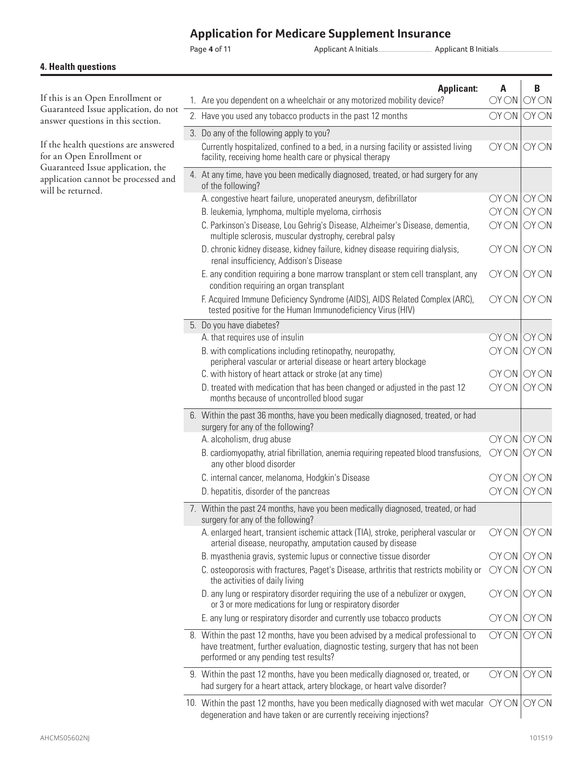## 4. Health questions

If this is an Open Enrollment or Guaranteed Issue application, do not answer questions in this section.

If the health questions are answered for an Open Enrollment or Guaranteed Issue application, the application cannot be processed and will be returned.

| Applicant: | A | B |
|---|---|---|
| 1. Are you dependent on a wheelchair or any motorized mobility device? | ○Y ○N | ○Y ○N |
| 2. Have you used any tobacco products in the past 12 months | ○Y ○N | ○Y ○N |
| 3. Do any of the following apply to you? | | |
| Currently hospitalized, confined to a bed, in a nursing facility or assisted living facility, receiving home health care or physical therapy | ○Y ○N | ○Y ○N |
| 4. At any time, have you been medically diagnosed, treated, or had surgery for any of the following? | | |
| A. congestive heart failure, unoperated aneurysm, defibrillator | ○Y ○N | ○Y ○N |
| B. leukemia, lymphoma, multiple myeloma, cirrhosis | ○Y ○N | ○Y ○N |
| C. Parkinson's Disease, Lou Gehrig's Disease, Alzheimer's Disease, dementia, multiple sclerosis, muscular dystrophy, cerebral palsy | ○Y ○N | ○Y ○N |
| D. chronic kidney disease, kidney failure, kidney disease requiring dialysis, renal insufficiency, Addison's Disease | ○Y ○N | ○Y ○N |
| E. any condition requiring a bone marrow transplant or stem cell transplant, any condition requiring an organ transplant | ○Y ○N | ○Y ○N |
| F. Acquired Immune Deficiency Syndrome (AIDS), AIDS Related Complex (ARC), tested positive for the Human Immunodeficiency Virus (HIV) | ○Y ○N | ○Y ○N |
| 5. Do you have diabetes? | | |
| A. that requires use of insulin | ○Y ○N | ○Y ○N |
| B. with complications including retinopathy, neuropathy, peripheral vascular or arterial disease or heart artery blockage | ○Y ○N | ○Y ○N |
| C. with history of heart attack or stroke (at any time) | ○Y ○N | ○Y ○N |
| D. treated with medication that has been changed or adjusted in the past 12 months because of uncontrolled blood sugar | ○Y ○N | ○Y ○N |
| 6. Within the past 36 months, have you been medically diagnosed, treated, or had surgery for any of the following? | | |
| A. alcoholism, drug abuse | ○Y ○N | ○Y ○N |
| B. cardiomyopathy, atrial fibrillation, anemia requiring repeated blood transfusions, any other blood disorder | ○Y ○N | ○Y ○N |
| C. internal cancer, melanoma, Hodgkin's Disease | ○Y ○N | ○Y ○N |
| D. hepatitis, disorder of the pancreas | ○Y ○N | ○Y ○N |
| 7. Within the past 24 months, have you been medically diagnosed, treated, or had surgery for any of the following? | | |
| A. enlarged heart, transient ischemic attack (TIA), stroke, peripheral vascular or arterial disease, neuropathy, amputation caused by disease | ○Y ○N | ○Y ○N |
| B. myasthenia gravis, systemic lupus or connective tissue disorder | ○Y ○N | ○Y ○N |
| C. osteoporosis with fractures, Paget's Disease, arthritis that restricts mobility or the activities of daily living | ○Y ○N | ○Y ○N |
| D. any lung or respiratory disorder requiring the use of a nebulizer or oxygen, or 3 or more medications for lung or respiratory disorder | ○Y ○N | ○Y ○N |
| E. any lung or respiratory disorder and currently use tobacco products | ○Y ○N | ○Y ○N |
| 8. Within the past 12 months, have you been advised by a medical professional to have treatment, further evaluation, diagnostic testing, surgery that has not been performed or any pending test results? | ○Y ○N | ○Y ○N |
| 9. Within the past 12 months, have you been medically diagnosed or, treated, or had surgery for a heart attack, artery blockage, or heart valve disorder? | ○Y ○N | ○Y ○N |
| 10. Within the past 12 months, have you been medically diagnosed with wet macular degeneration and have taken or are currently receiving injections? | ○Y ○N | ○Y ○N |

AHCMS05602NJ 101519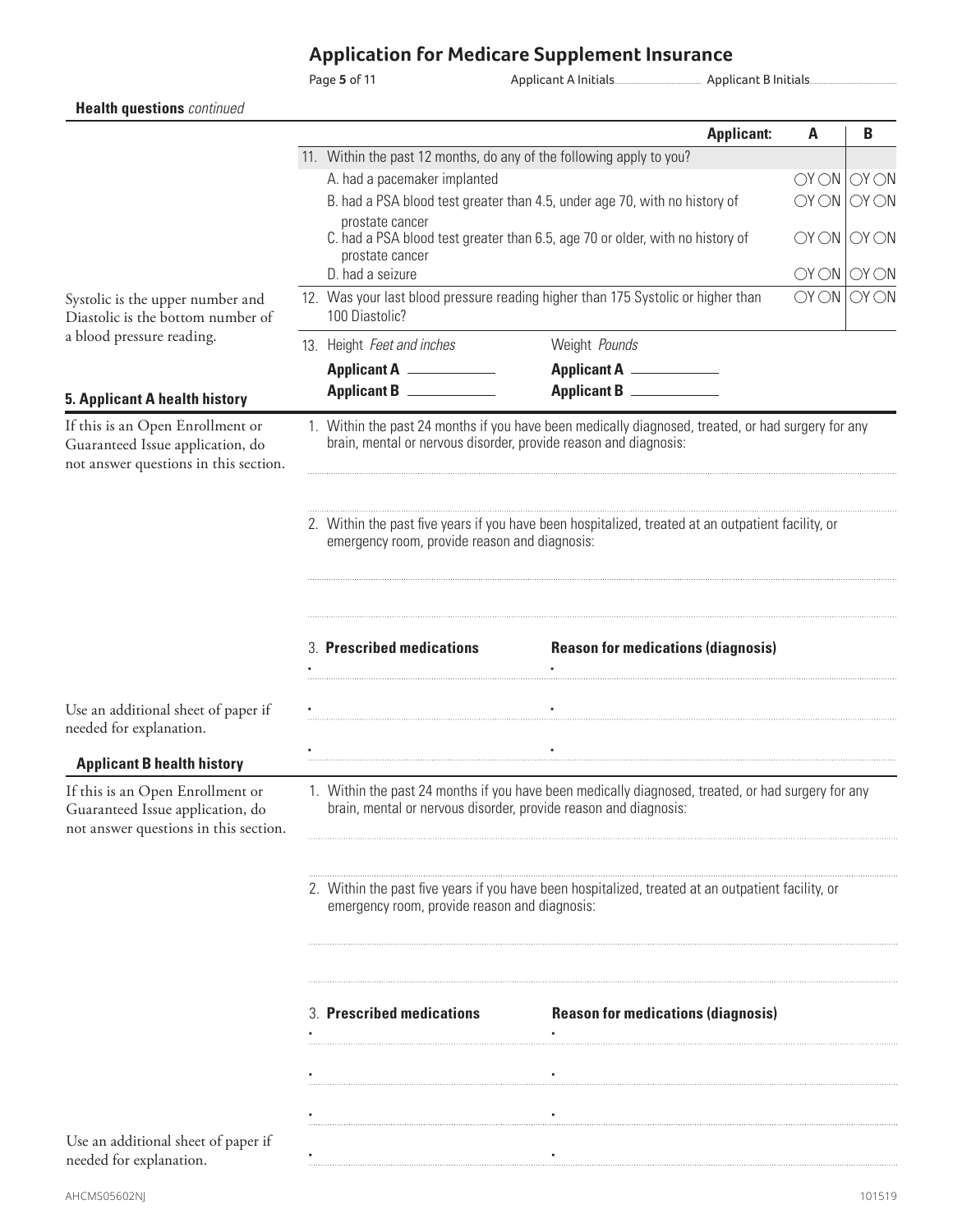# Application for Medicare Supplement Insurance

Page **5** of 11 Applicant A Initials\_\_\_\_\_\_\_\_ Applicant B Initials\_\_\_\_\_\_\_\_

**Health questions** *continued*

| | **Applicant:** | **A** | **B** |
|---|---|---|---|
| 11. Within the past 12 months, do any of the following apply to you? | | | |
| A. had a pacemaker implanted | | ◯Y ◯N | ◯Y ◯N |
| B. had a PSA blood test greater than 4.5, under age 70, with no history of prostate cancer | | ◯Y ◯N | ◯Y ◯N |
| C. had a PSA blood test greater than 6.5, age 70 or older, with no history of prostate cancer | | ◯Y ◯N | ◯Y ◯N |
| D. had a seizure | | ◯Y ◯N | ◯Y ◯N |
| 12. Was your last blood pressure reading higher than 175 Systolic or higher than 100 Diastolic? | | ◯Y ◯N | ◯Y ◯N |

Systolic is the upper number and Diastolic is the bottom number of a blood pressure reading.

13. Height *Feet and inches* Weight *Pounds*

**Applicant A** \_\_\_\_\_\_\_\_ **Applicant A** \_\_\_\_\_\_\_\_

**Applicant B** \_\_\_\_\_\_\_\_ **Applicant B** \_\_\_\_\_\_\_\_

## 5. Applicant A health history

If this is an Open Enrollment or Guaranteed Issue application, do not answer questions in this section.

1. Within the past 24 months if you have been medically diagnosed, treated, or had surgery for any brain, mental or nervous disorder, provide reason and diagnosis:

2. Within the past five years if you have been hospitalized, treated at an outpatient facility, or emergency room, provide reason and diagnosis:

3. **Prescribed medications** / **Reason for medications (diagnosis)**

| **Prescribed medications** | **Reason for medications (diagnosis)** |
|---|---|
| • | • |
| • | • |
| • | • |

Use an additional sheet of paper if needed for explanation.

### Applicant B health history

If this is an Open Enrollment or Guaranteed Issue application, do not answer questions in this section.

1. Within the past 24 months if you have been medically diagnosed, treated, or had surgery for any brain, mental or nervous disorder, provide reason and diagnosis:

2. Within the past five years if you have been hospitalized, treated at an outpatient facility, or emergency room, provide reason and diagnosis:

3. **Prescribed medications** / **Reason for medications (diagnosis)**

| **Prescribed medications** | **Reason for medications (diagnosis)** |
|---|---|
| • | • |
| • | • |
| • | • |
| • | • |

Use an additional sheet of paper if needed for explanation.

AHCMS05602NJ 101519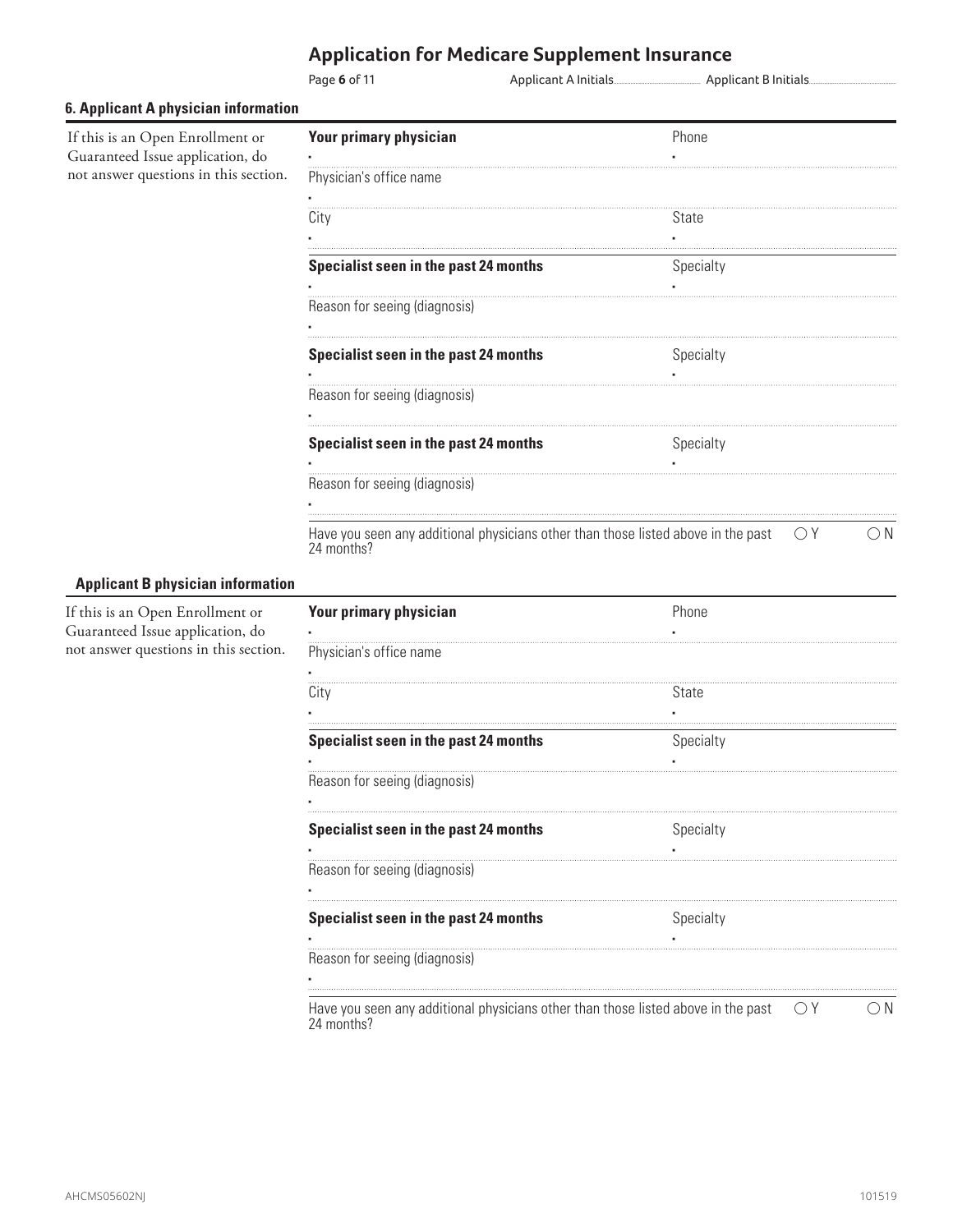# Application for Medicare Supplement Insurance

Applicant A Initials\_\_\_\_\_\_\_\_ Applicant B Initials\_\_\_\_\_\_\_\_

## 6. Applicant A physician information

If this is an Open Enrollment or Guaranteed Issue application, do not answer questions in this section.

**Your primary physician** ▪ _______________ Phone ▪ _______________

Physician's office name ▪ _______________

City ▪ _______________ State ▪ _______________

**Specialist seen in the past 24 months** ▪ _______________ Specialty ▪ _______________

Reason for seeing (diagnosis) ▪ _______________

**Specialist seen in the past 24 months** ▪ _______________ Specialty ▪ _______________

Reason for seeing (diagnosis) ▪ _______________

**Specialist seen in the past 24 months** ▪ _______________ Specialty ▪ _______________

Reason for seeing (diagnosis) ▪ _______________

Have you seen any additional physicians other than those listed above in the past 24 months? ◯ Y ◯ N

## Applicant B physician information

If this is an Open Enrollment or Guaranteed Issue application, do not answer questions in this section.

**Your primary physician** ▪ _______________ Phone ▪ _______________

Physician's office name ▪ _______________

City ▪ _______________ State ▪ _______________

**Specialist seen in the past 24 months** ▪ _______________ Specialty ▪ _______________

Reason for seeing (diagnosis) ▪ _______________

**Specialist seen in the past 24 months** ▪ _______________ Specialty ▪ _______________

Reason for seeing (diagnosis) ▪ _______________

**Specialist seen in the past 24 months** ▪ _______________ Specialty ▪ _______________

Reason for seeing (diagnosis) ▪ _______________

Have you seen any additional physicians other than those listed above in the past 24 months? ◯ Y ◯ N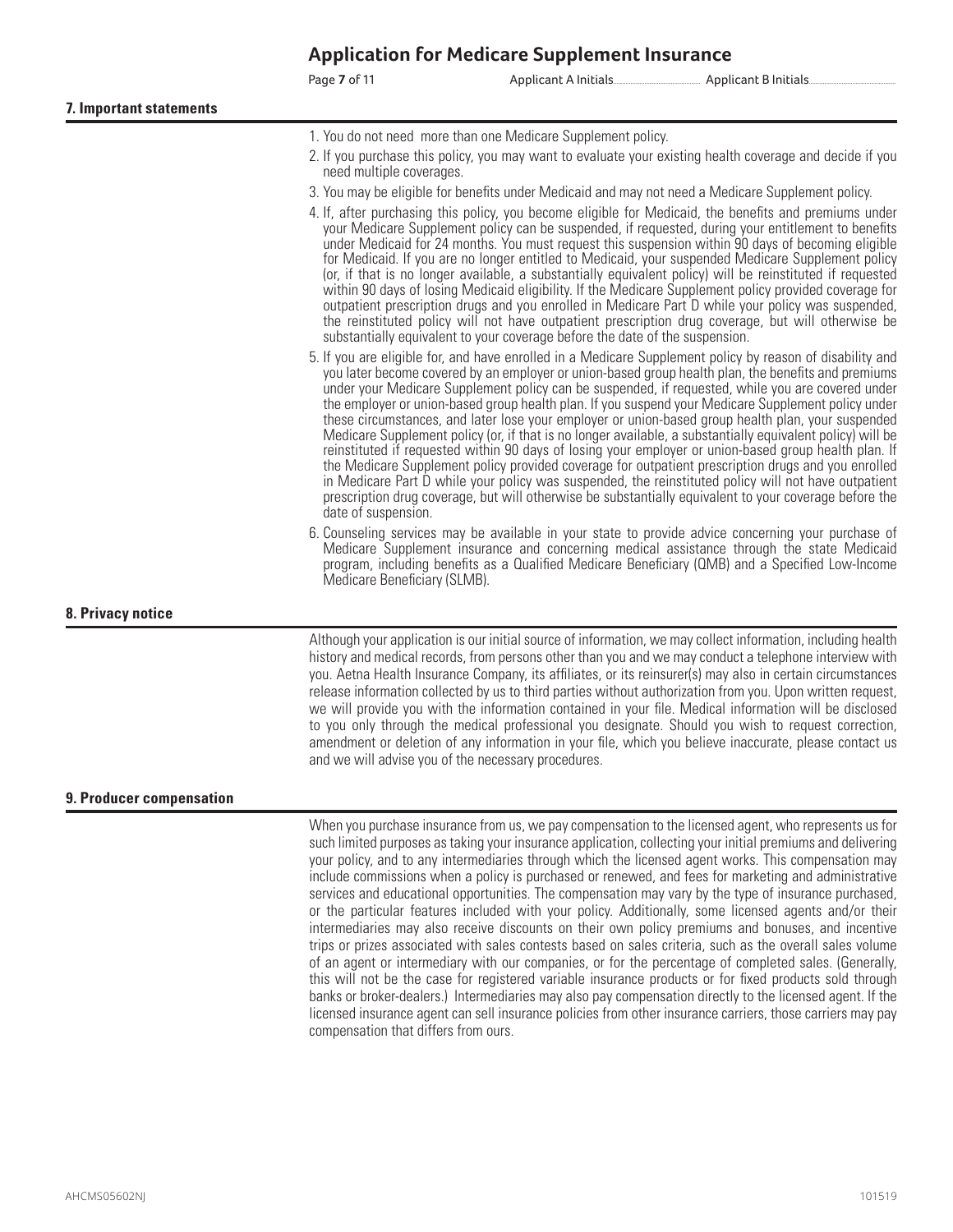## 7. Important statements

1. You do not need more than one Medicare Supplement policy.
2. If you purchase this policy, you may want to evaluate your existing health coverage and decide if you need multiple coverages.
3. You may be eligible for benefits under Medicaid and may not need a Medicare Supplement policy.
4. If, after purchasing this policy, you become eligible for Medicaid, the benefits and premiums under your Medicare Supplement policy can be suspended, if requested, during your entitlement to benefits under Medicaid for 24 months. You must request this suspension within 90 days of becoming eligible for Medicaid. If you are no longer entitled to Medicaid, your suspended Medicare Supplement policy (or, if that is no longer available, a substantially equivalent policy) will be reinstituted if requested within 90 days of losing Medicaid eligibility. If the Medicare Supplement policy provided coverage for outpatient prescription drugs and you enrolled in Medicare Part D while your policy was suspended, the reinstituted policy will not have outpatient prescription drug coverage, but will otherwise be substantially equivalent to your coverage before the date of the suspension.
5. If you are eligible for, and have enrolled in a Medicare Supplement policy by reason of disability and you later become covered by an employer or union-based group health plan, the benefits and premiums under your Medicare Supplement policy can be suspended, if requested, while you are covered under the employer or union-based group health plan. If you suspend your Medicare Supplement policy under these circumstances, and later lose your employer or union-based group health plan, your suspended Medicare Supplement policy (or, if that is no longer available, a substantially equivalent policy) will be reinstituted if requested within 90 days of losing your employer or union-based group health plan. If the Medicare Supplement policy provided coverage for outpatient prescription drugs and you enrolled in Medicare Part D while your policy was suspended, the reinstituted policy will not have outpatient prescription drug coverage, but will otherwise be substantially equivalent to your coverage before the date of suspension.
6. Counseling services may be available in your state to provide advice concerning your purchase of Medicare Supplement insurance and concerning medical assistance through the state Medicaid program, including benefits as a Qualified Medicare Beneficiary (QMB) and a Specified Low-Income Medicare Beneficiary (SLMB).

## 8. Privacy notice

Although your application is our initial source of information, we may collect information, including health history and medical records, from persons other than you and we may conduct a telephone interview with you. Aetna Health Insurance Company, its affiliates, or its reinsurer(s) may also in certain circumstances release information collected by us to third parties without authorization from you. Upon written request, we will provide you with the information contained in your file. Medical information will be disclosed to you only through the medical professional you designate. Should you wish to request correction, amendment or deletion of any information in your file, which you believe inaccurate, please contact us and we will advise you of the necessary procedures.

## 9. Producer compensation

When you purchase insurance from us, we pay compensation to the licensed agent, who represents us for such limited purposes as taking your insurance application, collecting your initial premiums and delivering your policy, and to any intermediaries through which the licensed agent works. This compensation may include commissions when a policy is purchased or renewed, and fees for marketing and administrative services and educational opportunities. The compensation may vary by the type of insurance purchased, or the particular features included with your policy. Additionally, some licensed agents and/or their intermediaries may also receive discounts on their own policy premiums and bonuses, and incentive trips or prizes associated with sales contests based on sales criteria, such as the overall sales volume of an agent or intermediary with our companies, or for the percentage of completed sales. (Generally, this will not be the case for registered variable insurance products or for fixed products sold through banks or broker-dealers.) Intermediaries may also pay compensation directly to the licensed agent. If the licensed insurance agent can sell insurance policies from other insurance carriers, those carriers may pay compensation that differs from ours.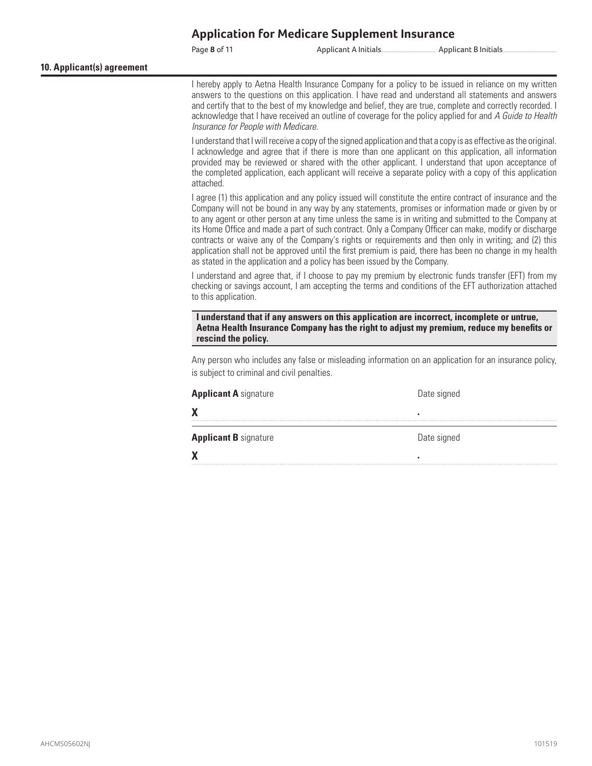## 10. Applicant(s) agreement

I hereby apply to Aetna Health Insurance Company for a policy to be issued in reliance on my written answers to the questions on this application. I have read and understand all statements and answers and certify that to the best of my knowledge and belief, they are true, complete and correctly recorded. I acknowledge that I have received an outline of coverage for the policy applied for and *A Guide to Health Insurance for People with Medicare*.

I understand that I will receive a copy of the signed application and that a copy is as effective as the original. I acknowledge and agree that if there is more than one applicant on this application, all information provided may be reviewed or shared with the other applicant. I understand that upon acceptance of the completed application, each applicant will receive a separate policy with a copy of this application attached.

I agree (1) this application and any policy issued will constitute the entire contract of insurance and the Company will not be bound in any way by any statements, promises or information made or given by or to any agent or other person at any time unless the same is in writing and submitted to the Company at its Home Office and made a part of such contract. Only a Company Officer can make, modify or discharge contracts or waive any of the Company's rights or requirements and then only in writing; and (2) this application shall not be approved until the first premium is paid, there has been no change in my health as stated in the application and a policy has been issued by the Company.

I understand and agree that, if I choose to pay my premium by electronic funds transfer (EFT) from my checking or savings account, I am accepting the terms and conditions of the EFT authorization attached to this application.

**I understand that if any answers on this application are incorrect, incomplete or untrue, Aetna Health Insurance Company has the right to adjust my premium, reduce my benefits or rescind the policy.**

Any person who includes any false or misleading information on an application for an insurance policy, is subject to criminal and civil penalties.

| **Applicant A** signature | Date signed |
| --- | --- |
| **X** | . |

| **Applicant B** signature | Date signed |
| --- | --- |
| **X** | . |

AHCMS05602NJ 101519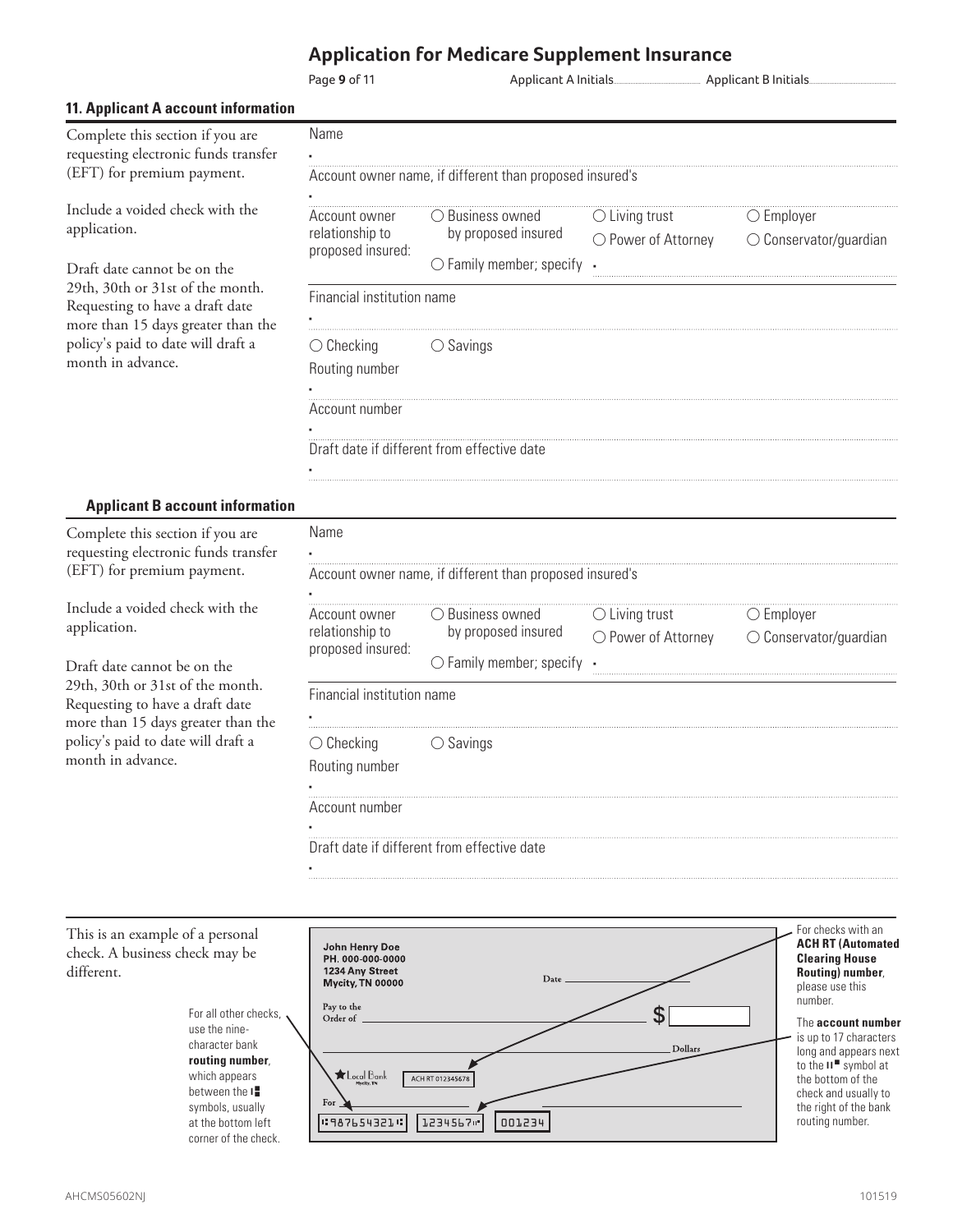# Application for Medicare Supplement Insurance

Applicant A Initials__________ Applicant B Initials__________

## 11. Applicant A account information

Complete this section if you are requesting electronic funds transfer (EFT) for premium payment.

Include a voided check with the application.

Draft date cannot be on the 29th, 30th or 31st of the month. Requesting to have a draft date more than 15 days greater than the policy's paid to date will draft a month in advance.

Name

•

Account owner name, if different than proposed insured's

•

Account owner relationship to proposed insured:
- ○ Business owned by proposed insured
- ○ Living trust
- ○ Employer
- ○ Power of Attorney
- ○ Conservator/guardian
- ○ Family member; specify •

Financial institution name

•

○ Checking ○ Savings

Routing number

•

Account number

•

Draft date if different from effective date

•

### Applicant B account information

Complete this section if you are requesting electronic funds transfer (EFT) for premium payment.

Include a voided check with the application.

Draft date cannot be on the 29th, 30th or 31st of the month. Requesting to have a draft date more than 15 days greater than the policy's paid to date will draft a month in advance.

Name

•

Account owner name, if different than proposed insured's

•

Account owner relationship to proposed insured:
- ○ Business owned by proposed insured
- ○ Living trust
- ○ Employer
- ○ Power of Attorney
- ○ Conservator/guardian
- ○ Family member; specify •

Financial institution name

•

○ Checking ○ Savings

Routing number

•

Account number

•

Draft date if different from effective date

•

This is an example of a personal check. A business check may be different.

For all other checks, use the nine-character bank **routing number**, which appears between the ⑆ symbols, usually at the bottom left corner of the check.

John Henry Doe
PH. 000-000-0000
1234 Any Street
Mycity, TN 00000

Date

Pay to the Order of $

Dollars

Local Bank
Mycity, TN

ACH RT 012345678

For

⑆987654321⑆ 1234567⑈ 001234

For checks with an **ACH RT (Automated Clearing House Routing) number**, please use this number.

The **account number** is up to 17 characters long and appears next to the ⑈ symbol at the bottom of the check and usually to the right of the bank routing number.

AHCMS05602NJ 101519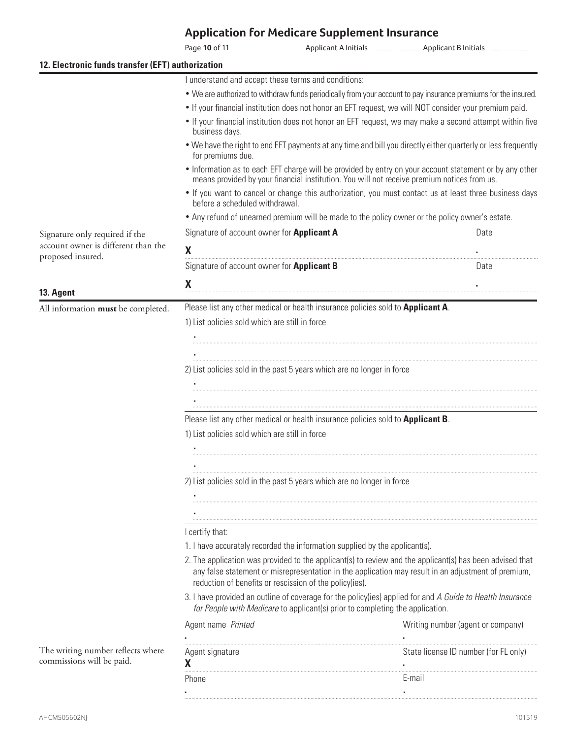## 12. Electronic funds transfer (EFT) authorization

I understand and accept these terms and conditions:

- We are authorized to withdraw funds periodically from your account to pay insurance premiums for the insured.
- If your financial institution does not honor an EFT request, we will NOT consider your premium paid.
- If your financial institution does not honor an EFT request, we may make a second attempt within five business days.
- We have the right to end EFT payments at any time and bill you directly either quarterly or less frequently for premiums due.
- Information as to each EFT charge will be provided by entry on your account statement or by any other means provided by your financial institution. You will not receive premium notices from us.
- If you want to cancel or change this authorization, you must contact us at least three business days before a scheduled withdrawal.
- Any refund of unearned premium will be made to the policy owner or the policy owner's estate.

Signature only required if the account owner is different than the proposed insured.

Signature of account owner for **Applicant A** Date

**X** ______________________________ ▪ __________

Signature of account owner for **Applicant B** Date

**X** ______________________________ ▪ __________

## 13. Agent

All information **must** be completed.

Please list any other medical or health insurance policies sold to **Applicant A**.

1) List policies sold which are still in force

▪ ______________________________

▪ ______________________________

2) List policies sold in the past 5 years which are no longer in force

▪ ______________________________

▪ ______________________________

Please list any other medical or health insurance policies sold to **Applicant B**.

1) List policies sold which are still in force

▪ ______________________________

▪ ______________________________

2) List policies sold in the past 5 years which are no longer in force

▪ ______________________________

▪ ______________________________

I certify that:

1. I have accurately recorded the information supplied by the applicant(s).
2. The application was provided to the applicant(s) to review and the applicant(s) has been advised that any false statement or misrepresentation in the application may result in an adjustment of premium, reduction of benefits or rescission of the policy(ies).
3. I have provided an outline of coverage for the policy(ies) applied for and *A Guide to Health Insurance for People with Medicare* to applicant(s) prior to completing the application.

Agent name *Printed* Writing number (agent or company)

▪ ______________________________ ▪ ______________________________

The writing number reflects where commissions will be paid.

Agent signature State license ID number (for FL only)

**X** ______________________________ ▪ ______________________________

Phone E-mail

▪ ______________________________ ▪ ______________________________

AHCMS05602NJ 101519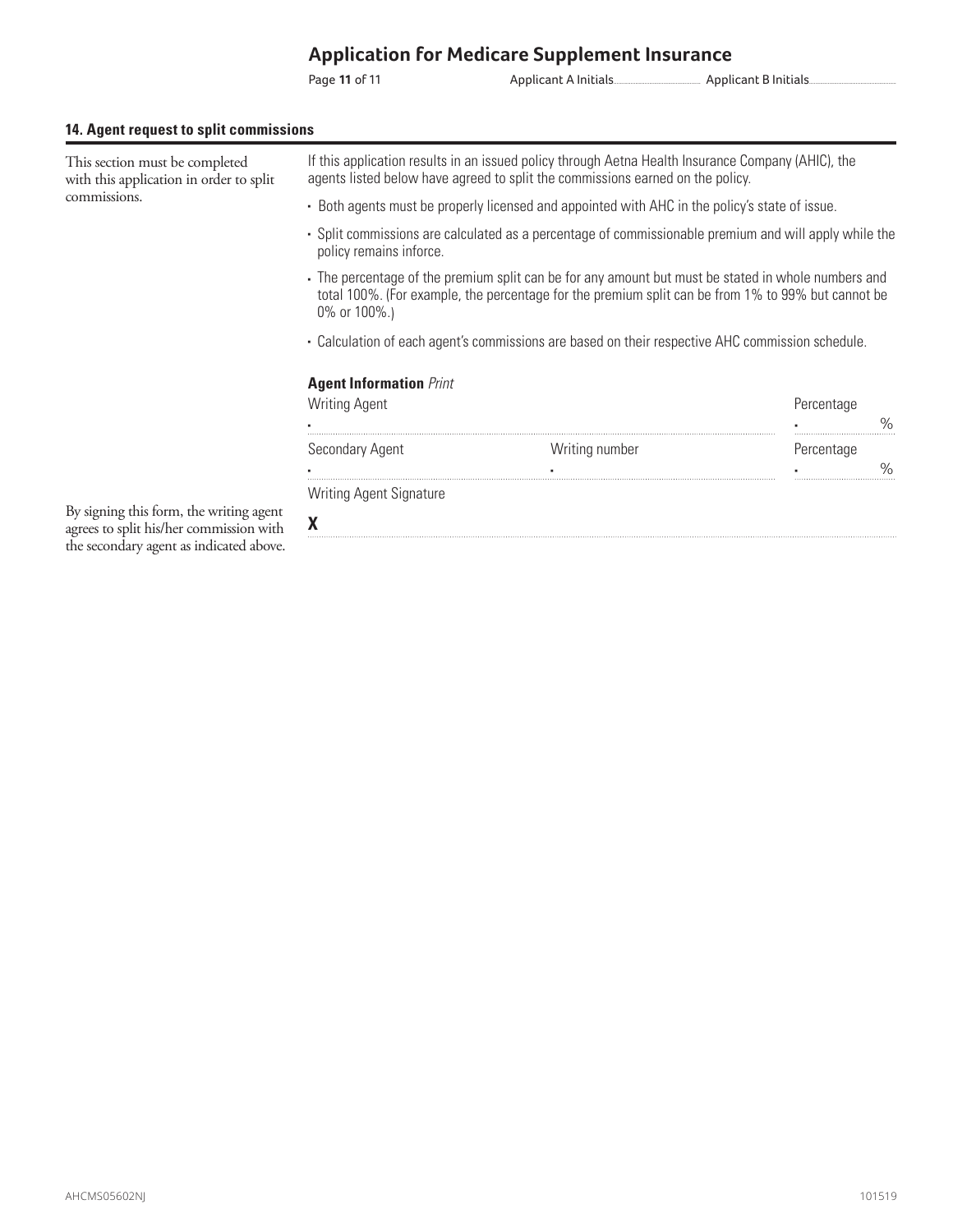## 14. Agent request to split commissions

This section must be completed with this application in order to split commissions.

If this application results in an issued policy through Aetna Health Insurance Company (AHIC), the agents listed below have agreed to split the commissions earned on the policy.

- Both agents must be properly licensed and appointed with AHC in the policy's state of issue.
- Split commissions are calculated as a percentage of commissionable premium and will apply while the policy remains inforce.
- The percentage of the premium split can be for any amount but must be stated in whole numbers and total 100%. (For example, the percentage for the premium split can be from 1% to 99% but cannot be 0% or 100%.)
- Calculation of each agent's commissions are based on their respective AHC commission schedule.

**Agent Information** *Print*

| Writing Agent | | Percentage |
|---|---|---|
| | | % |
| **Secondary Agent** | **Writing number** | **Percentage** |
| | | % |

Writing Agent Signature

By signing this form, the writing agent agrees to split his/her commission with the secondary agent as indicated above.

**X** ______________________________

AHCMS05602NJ 101519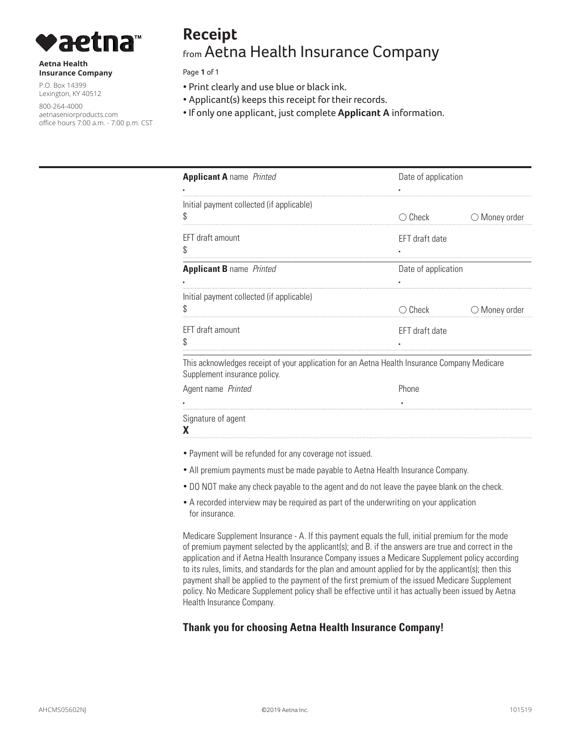**aetna**™

**Aetna Health Insurance Company**

P.O. Box 14399
Lexington, KY 40512

800-264-4000
aetnaseniorproducts.com
office hours 7:00 a.m. - 7:00 p.m. CST

# Receipt

## from Aetna Health Insurance Company

- Print clearly and use blue or black ink.
- Applicant(s) keeps this receipt for their records.
- If only one applicant, just complete **Applicant A** information.

**Applicant A** name *Printed*

Date of application

Initial payment collected (if applicable)
$

○ Check ○ Money order

EFT draft amount
$

EFT draft date

**Applicant B** name *Printed*

Date of application

Initial payment collected (if applicable)
$

○ Check ○ Money order

EFT draft amount
$

EFT draft date

This acknowledges receipt of your application for an Aetna Health Insurance Company Medicare Supplement insurance policy.

Agent name *Printed*

Phone

Signature of agent
**X**

- Payment will be refunded for any coverage not issued.
- All premium payments must be made payable to Aetna Health Insurance Company.
- DO NOT make any check payable to the agent and do not leave the payee blank on the check.
- A recorded interview may be required as part of the underwriting on your application for insurance.

Medicare Supplement Insurance - A. If this payment equals the full, initial premium for the mode of premium payment selected by the applicant(s); and B. if the answers are true and correct in the application and if Aetna Health Insurance Company issues a Medicare Supplement policy according to its rules, limits, and standards for the plan and amount applied for by the applicant(s); then this payment shall be applied to the payment of the first premium of the issued Medicare Supplement policy. No Medicare Supplement policy shall be effective until it has actually been issued by Aetna Health Insurance Company.

### Thank you for choosing Aetna Health Insurance Company!

AHCMS05602NJ ©2019 Aetna Inc. 101519